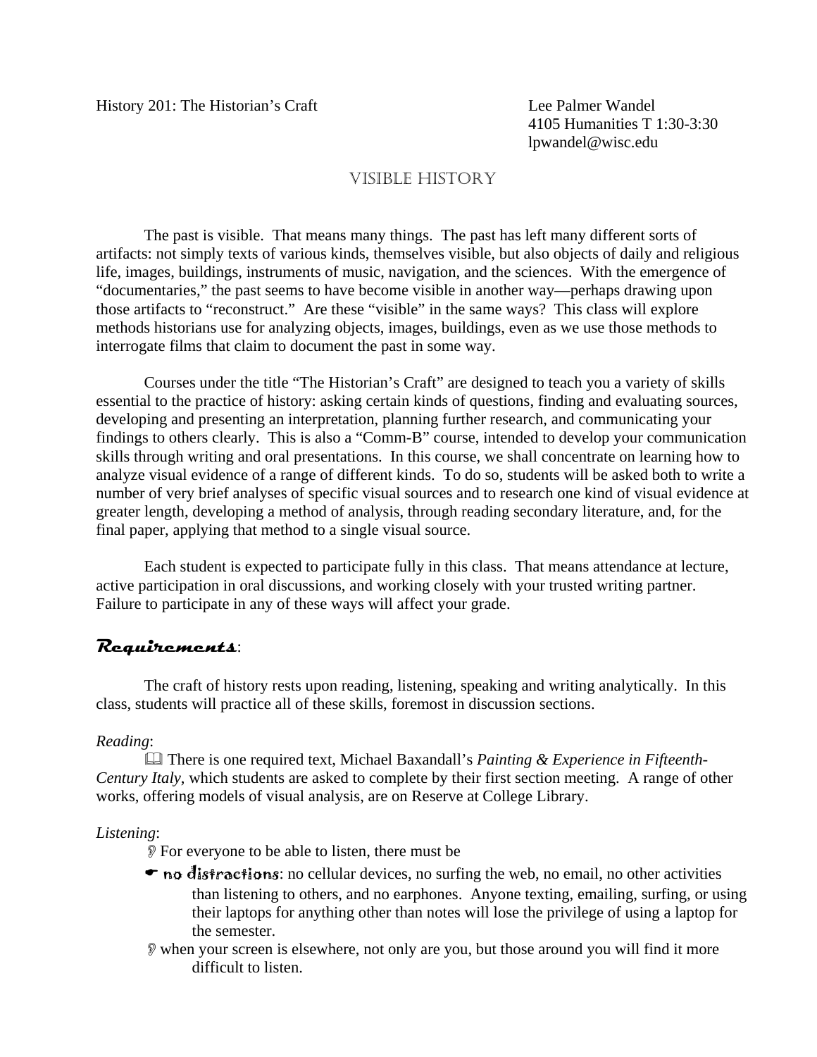History 201: The Historian's Craft

Lee Palmer Wandel
4105 Humanities T 1:30-3:30
lpwandel@wisc.edu

# VISIBLE HISTORY

The past is visible. That means many things. The past has left many different sorts of artifacts: not simply texts of various kinds, themselves visible, but also objects of daily and religious life, images, buildings, instruments of music, navigation, and the sciences. With the emergence of "documentaries," the past seems to have become visible in another way—perhaps drawing upon those artifacts to "reconstruct." Are these "visible" in the same ways? This class will explore methods historians use for analyzing objects, images, buildings, even as we use those methods to interrogate films that claim to document the past in some way.

Courses under the title "The Historian's Craft" are designed to teach you a variety of skills essential to the practice of history: asking certain kinds of questions, finding and evaluating sources, developing and presenting an interpretation, planning further research, and communicating your findings to others clearly. This is also a "Comm-B" course, intended to develop your communication skills through writing and oral presentations. In this course, we shall concentrate on learning how to analyze visual evidence of a range of different kinds. To do so, students will be asked both to write a number of very brief analyses of specific visual sources and to research one kind of visual evidence at greater length, developing a method of analysis, through reading secondary literature, and, for the final paper, applying that method to a single visual source.

Each student is expected to participate fully in this class. That means attendance at lecture, active participation in oral discussions, and working closely with your trusted writing partner. Failure to participate in any of these ways will affect your grade.

## Requirements:

The craft of history rests upon reading, listening, speaking and writing analytically. In this class, students will practice all of these skills, foremost in discussion sections.

*Reading*:

📖 There is one required text, Michael Baxandall's *Painting & Experience in Fifteenth-Century Italy*, which students are asked to complete by their first section meeting. A range of other works, offering models of visual analysis, are on Reserve at College Library.

*Listening*:

👂 For everyone to be able to listen, there must be

- ☛ **no distractions**: no cellular devices, no surfing the web, no email, no other activities than listening to others, and no earphones. Anyone texting, emailing, surfing, or using their laptops for anything other than notes will lose the privilege of using a laptop for the semester.

👂 when your screen is elsewhere, not only are you, but those around you will find it more difficult to listen.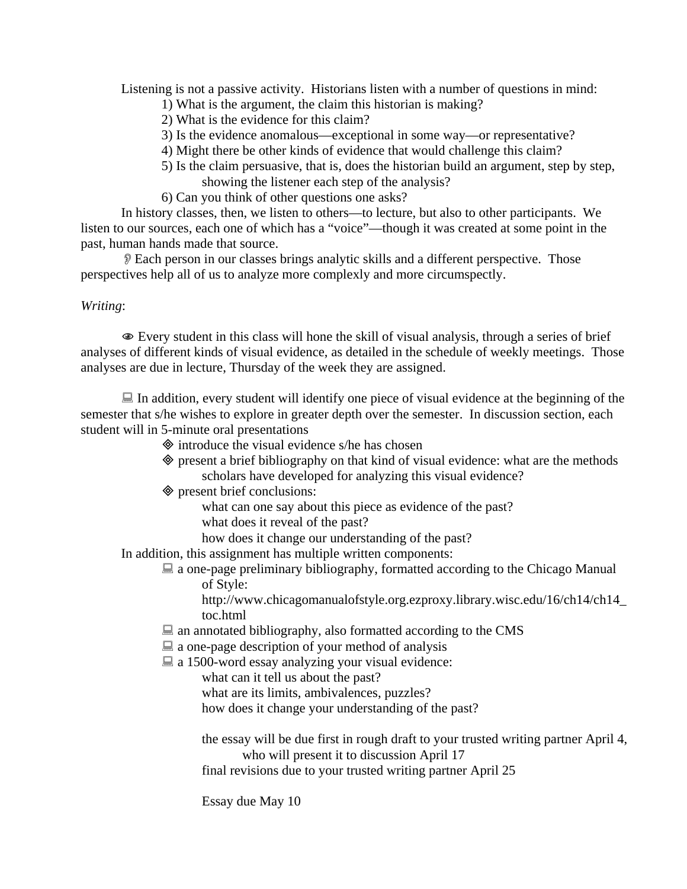Listening is not a passive activity. Historians listen with a number of questions in mind:

1) What is the argument, the claim this historian is making?
2) What is the evidence for this claim?
3) Is the evidence anomalous—exceptional in some way—or representative?
4) Might there be other kinds of evidence that would challenge this claim?
5) Is the claim persuasive, that is, does the historian build an argument, step by step, showing the listener each step of the analysis?
6) Can you think of other questions one asks?

In history classes, then, we listen to others—to lecture, but also to other participants. We listen to our sources, each one of which has a "voice"—though it was created at some point in the past, human hands made that source.

👂 Each person in our classes brings analytic skills and a different perspective. Those perspectives help all of us to analyze more complexly and more circumspectly.

*Writing*:

👁 Every student in this class will hone the skill of visual analysis, through a series of brief analyses of different kinds of visual evidence, as detailed in the schedule of weekly meetings. Those analyses are due in lecture, Thursday of the week they are assigned.

💻 In addition, every student will identify one piece of visual evidence at the beginning of the semester that s/he wishes to explore in greater depth over the semester. In discussion section, each student will in 5-minute oral presentations

- ◈ introduce the visual evidence s/he has chosen
- ◈ present a brief bibliography on that kind of visual evidence: what are the methods scholars have developed for analyzing this visual evidence?
- ◈ present brief conclusions:
  - what can one say about this piece as evidence of the past?
  - what does it reveal of the past?
  - how does it change our understanding of the past?

In addition, this assignment has multiple written components:

- 💻 a one-page preliminary bibliography, formatted according to the Chicago Manual of Style: http://www.chicagomanualofstyle.org.ezproxy.library.wisc.edu/16/ch14/ch14_toc.html
- 💻 an annotated bibliography, also formatted according to the CMS
- 💻 a one-page description of your method of analysis
- 💻 a 1500-word essay analyzing your visual evidence:
  - what can it tell us about the past?
  - what are its limits, ambivalences, puzzles?
  - how does it change your understanding of the past?

  the essay will be due first in rough draft to your trusted writing partner April 4, who will present it to discussion April 17

  final revisions due to your trusted writing partner April 25

  Essay due May 10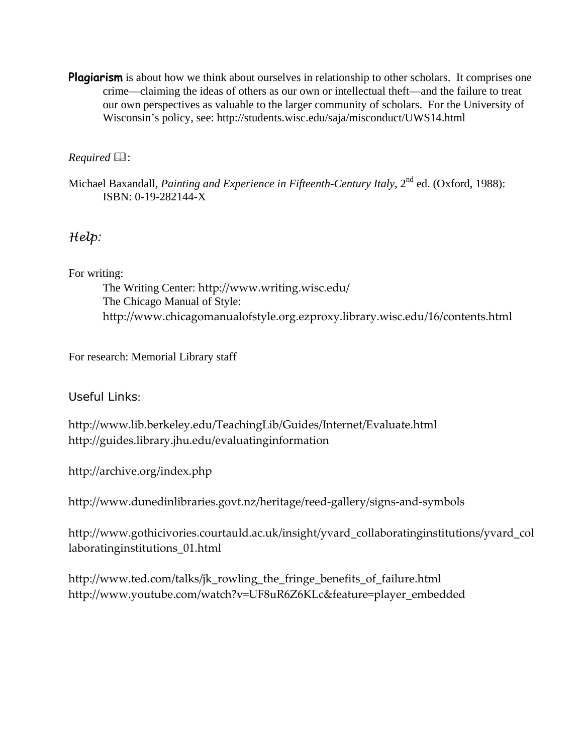**Plagiarism** is about how we think about ourselves in relationship to other scholars. It comprises one crime—claiming the ideas of others as our own or intellectual theft—and the failure to treat our own perspectives as valuable to the larger community of scholars. For the University of Wisconsin's policy, see: http://students.wisc.edu/saja/misconduct/UWS14.html

*Required* 🕮:

Michael Baxandall, *Painting and Experience in Fifteenth-Century Italy*, 2nd ed. (Oxford, 1988): ISBN: 0-19-282144-X

## *Help:*

For writing:

The Writing Center: http://www.writing.wisc.edu/
The Chicago Manual of Style: http://www.chicagomanualofstyle.org.ezproxy.library.wisc.edu/16/contents.html

For research: Memorial Library staff

Useful Links:

http://www.lib.berkeley.edu/TeachingLib/Guides/Internet/Evaluate.html
http://guides.library.jhu.edu/evaluatinginformation

http://archive.org/index.php

http://www.dunedinlibraries.govt.nz/heritage/reed-gallery/signs-and-symbols

http://www.gothicivories.courtauld.ac.uk/insight/yvard_collaboratinginstitutions/yvard_collaboratinginstitutions_01.html

http://www.ted.com/talks/jk_rowling_the_fringe_benefits_of_failure.html
http://www.youtube.com/watch?v=UF8uR6Z6KLc&feature=player_embedded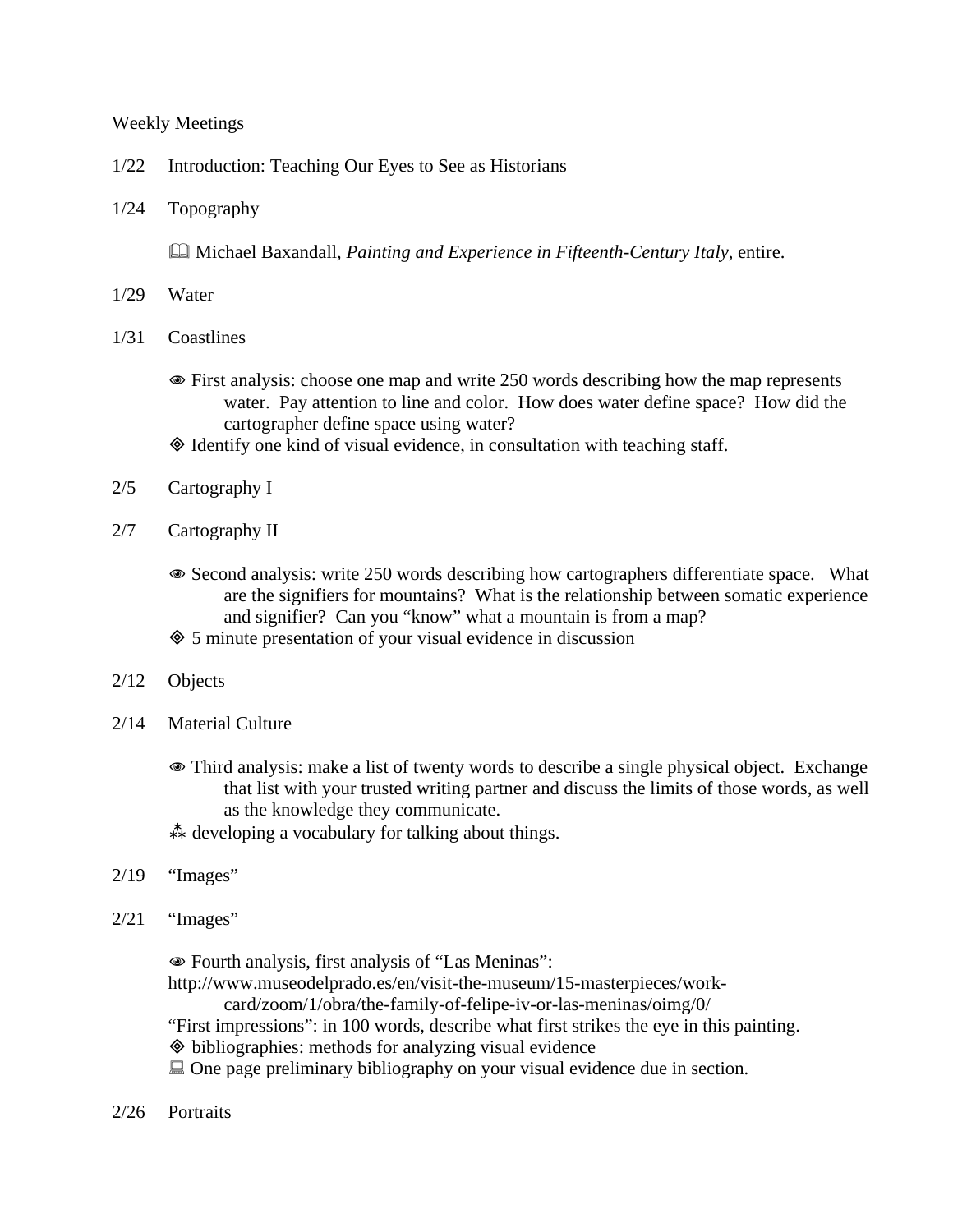Weekly Meetings

1/22 Introduction: Teaching Our Eyes to See as Historians

1/24 Topography

📖 Michael Baxandall, *Painting and Experience in Fifteenth-Century Italy*, entire.

1/29 Water

1/31 Coastlines

👁 First analysis: choose one map and write 250 words describing how the map represents water. Pay attention to line and color. How does water define space? How did the cartographer define space using water?

◈ Identify one kind of visual evidence, in consultation with teaching staff.

2/5 Cartography I

2/7 Cartography II

👁 Second analysis: write 250 words describing how cartographers differentiate space. What are the signifiers for mountains? What is the relationship between somatic experience and signifier? Can you "know" what a mountain is from a map?

◈ 5 minute presentation of your visual evidence in discussion

2/12 Objects

2/14 Material Culture

👁 Third analysis: make a list of twenty words to describe a single physical object. Exchange that list with your trusted writing partner and discuss the limits of those words, as well as the knowledge they communicate.

⁂ developing a vocabulary for talking about things.

2/19 "Images"

2/21 "Images"

👁 Fourth analysis, first analysis of "Las Meninas": http://www.museodelprado.es/en/visit-the-museum/15-masterpieces/work-card/zoom/1/obra/the-family-of-felipe-iv-or-las-meninas/oimg/0/

"First impressions": in 100 words, describe what first strikes the eye in this painting.

◈ bibliographies: methods for analyzing visual evidence

💻 One page preliminary bibliography on your visual evidence due in section.

2/26 Portraits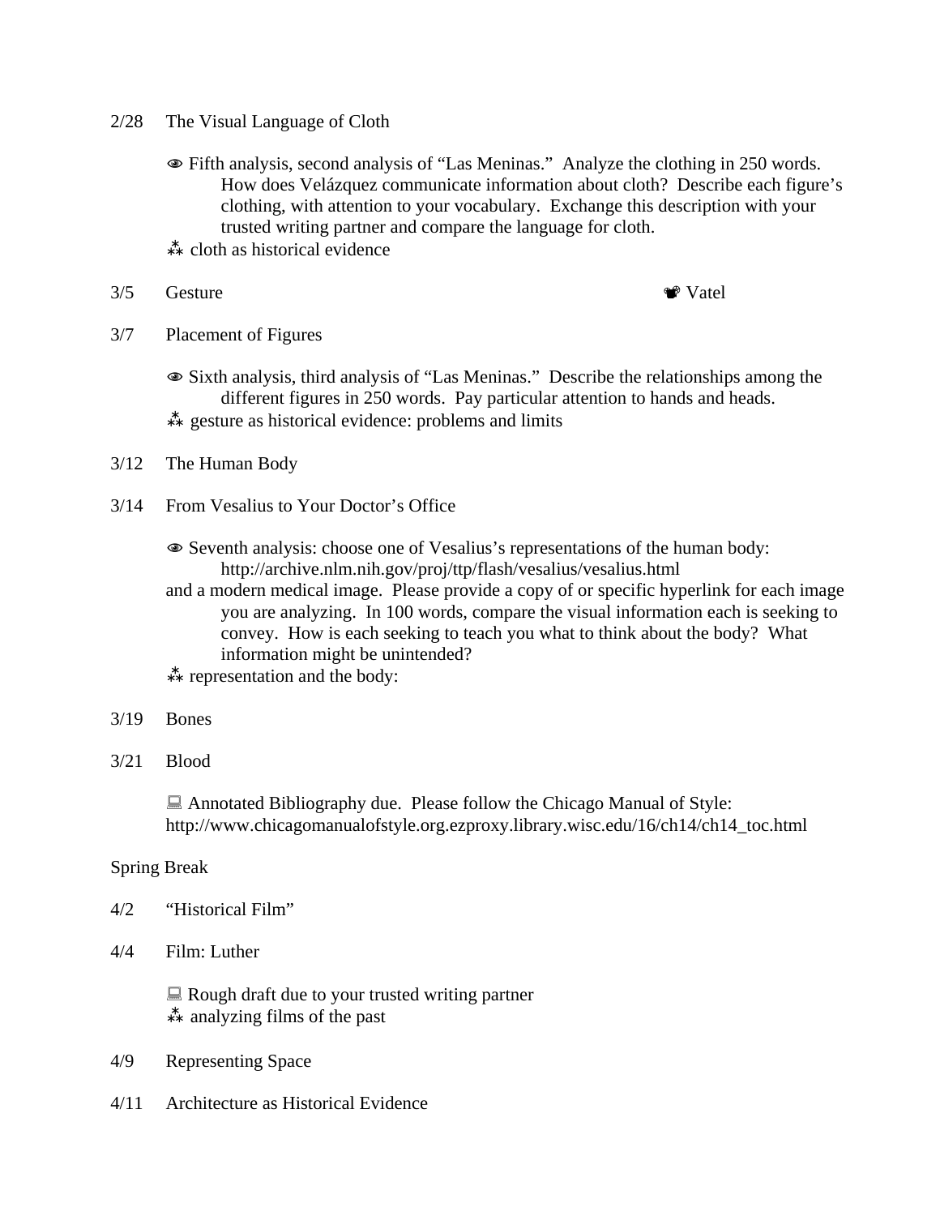2/28 The Visual Language of Cloth

👁 Fifth analysis, second analysis of “Las Meninas.” Analyze the clothing in 250 words. How does Velázquez communicate information about cloth? Describe each figure’s clothing, with attention to your vocabulary. Exchange this description with your trusted writing partner and compare the language for cloth.

⁂ cloth as historical evidence

3/5 Gesture 📽 Vatel

3/7 Placement of Figures

👁 Sixth analysis, third analysis of “Las Meninas.” Describe the relationships among the different figures in 250 words. Pay particular attention to hands and heads.

⁂ gesture as historical evidence: problems and limits

3/12 The Human Body

3/14 From Vesalius to Your Doctor’s Office

👁 Seventh analysis: choose one of Vesalius’s representations of the human body: http://archive.nlm.nih.gov/proj/ttp/flash/vesalius/vesalius.html and a modern medical image. Please provide a copy of or specific hyperlink for each image you are analyzing. In 100 words, compare the visual information each is seeking to convey. How is each seeking to teach you what to think about the body? What information might be unintended?

⁂ representation and the body:

3/19 Bones

3/21 Blood

💻 Annotated Bibliography due. Please follow the Chicago Manual of Style: http://www.chicagomanualofstyle.org.ezproxy.library.wisc.edu/16/ch14/ch14_toc.html

Spring Break

4/2 “Historical Film”

4/4 Film: Luther

💻 Rough draft due to your trusted writing partner

⁂ analyzing films of the past

4/9 Representing Space

4/11 Architecture as Historical Evidence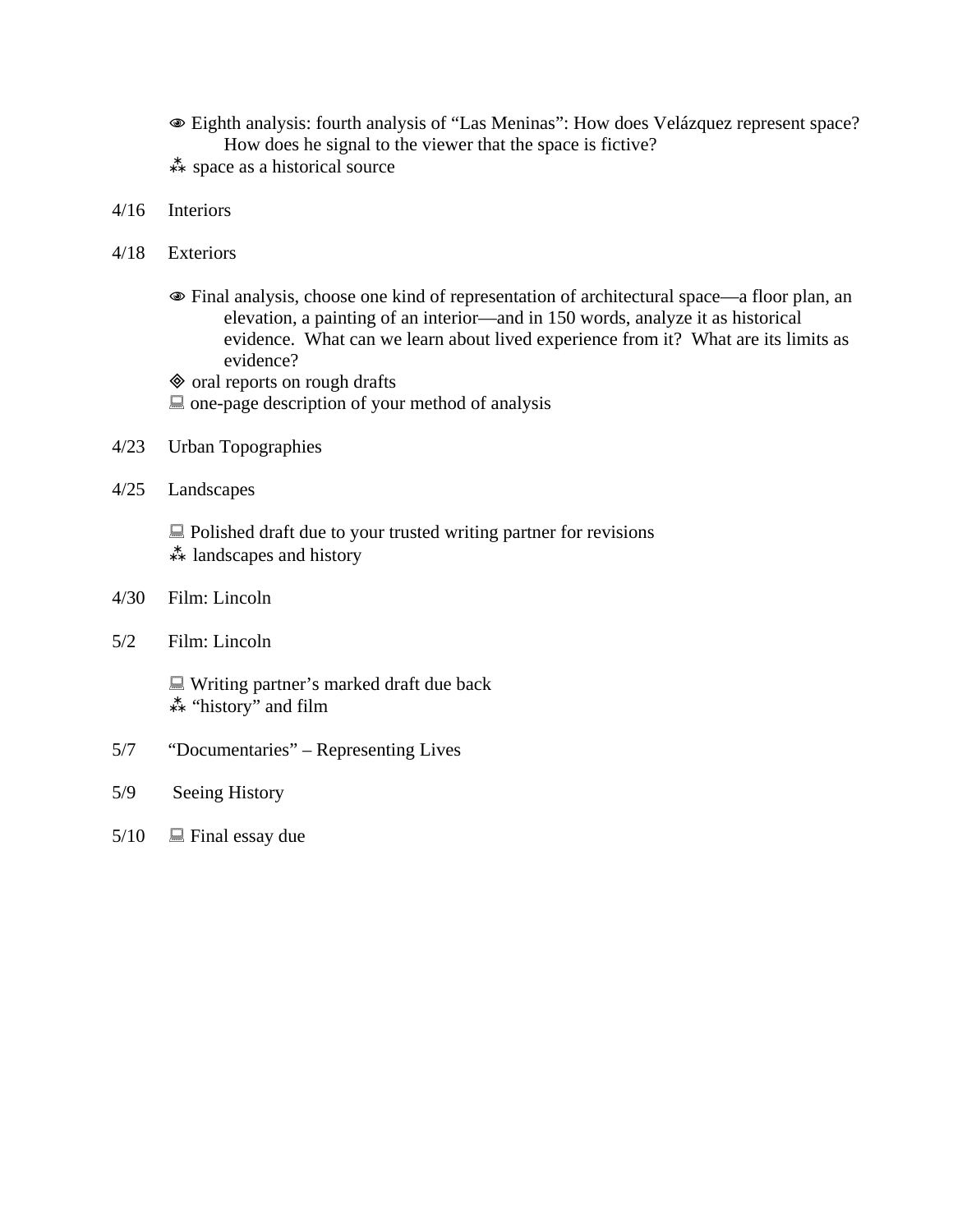👁 Eighth analysis: fourth analysis of "Las Meninas": How does Velázquez represent space? How does he signal to the viewer that the space is fictive?

⁂ space as a historical source

4/16 Interiors

4/18 Exteriors

👁 Final analysis, choose one kind of representation of architectural space—a floor plan, an elevation, a painting of an interior—and in 150 words, analyze it as historical evidence. What can we learn about lived experience from it? What are its limits as evidence?

◈ oral reports on rough drafts

💻 one-page description of your method of analysis

4/23 Urban Topographies

4/25 Landscapes

💻 Polished draft due to your trusted writing partner for revisions

⁂ landscapes and history

4/30 Film: Lincoln

5/2 Film: Lincoln

💻 Writing partner's marked draft due back

⁂ "history" and film

5/7 "Documentaries" – Representing Lives

5/9 Seeing History

5/10 💻 Final essay due